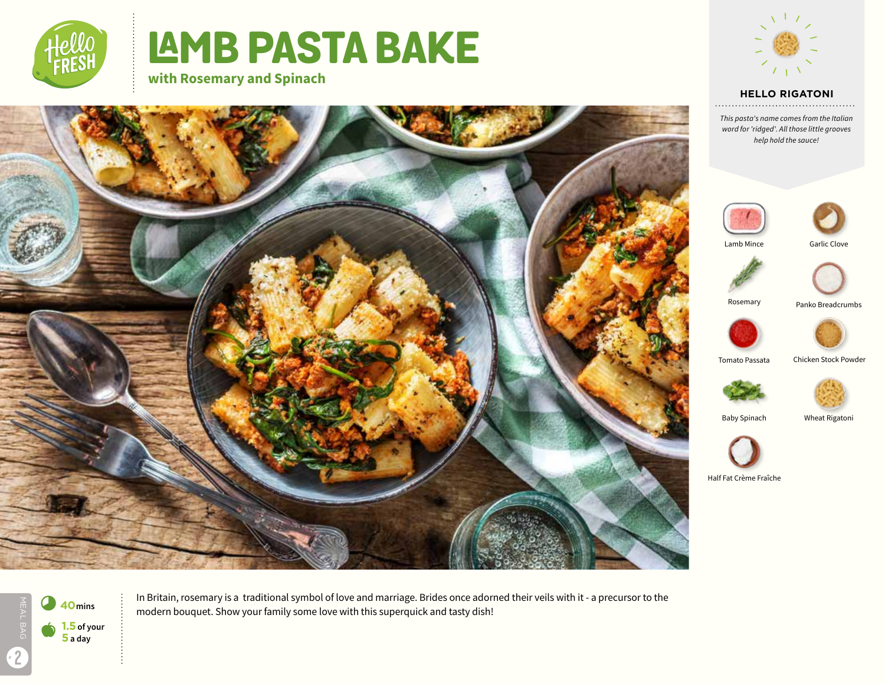# LAMB PASTA BAKE

## with Rosemary and Spinach

### HELLO RIGATONI

*This pasta's name comes from the Italian word for 'ridged'. All those little grooves help hold the sauce!*

- Lamb Mince
- Garlic Clove
- Rosemary
- Panko Breadcrumbs
- Tomato Passata
- Chicken Stock Powder
- Baby Spinach
- Wheat Rigatoni
- Half Fat Crème Fraîche

**40** mins

**1.5** of your **5** a day

MEAL BAG 2

In Britain, rosemary is a traditional symbol of love and marriage. Brides once adorned their veils with it - a precursor to the modern bouquet. Show your family some love with this superquick and tasty dish!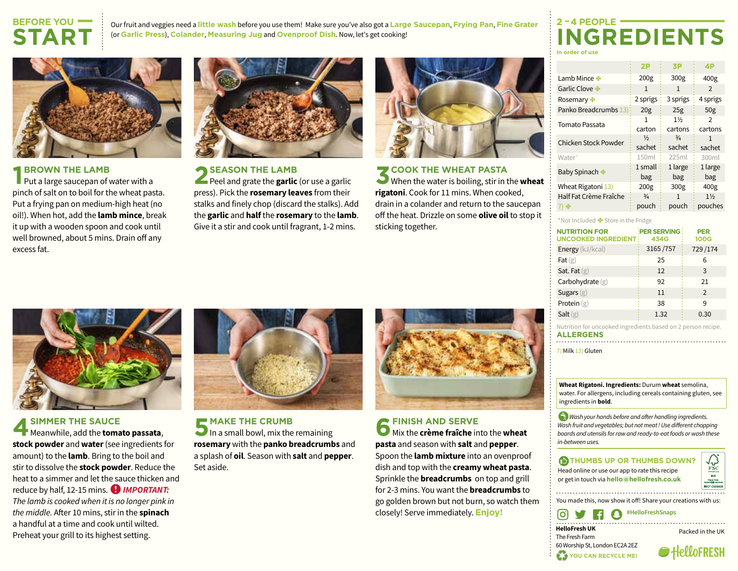# BEFORE YOU START

Our fruit and veggies need a **little wash** before you use them! Make sure you've also got a **Large Saucepan**, **Frying Pan**, **Fine Grater** (or **Garlic Press**), **Colander**, **Measuring Jug** and **Ovenproof Dish**. Now, let's get cooking!

## 1 BROWN THE LAMB

Put a large saucepan of water with a pinch of salt on to boil for the wheat pasta. Put a frying pan on medium-high heat (no oil!). When hot, add the **lamb mince**, break it up with a wooden spoon and cook until well browned, about 5 mins. Drain off any excess fat.

## 2 SEASON THE LAMB

Peel and grate the **garlic** (or use a garlic press). Pick the **rosemary leaves** from their stalks and finely chop (discard the stalks). Add the **garlic** and **half** the **rosemary** to the **lamb**. Give it a stir and cook until fragrant, 1-2 mins.

## 3 COOK THE WHEAT PASTA

When the water is boiling, stir in the **wheat rigatoni**. Cook for 11 mins. When cooked, drain in a colander and return to the saucepan off the heat. Drizzle on some **olive oil** to stop it sticking together.

## 4 SIMMER THE SAUCE

Meanwhile, add the **tomato passata**, **stock powder** and **water** (see ingredients for amount) to the **lamb**. Bring to the boil and stir to dissolve the **stock powder**. Reduce the heat to a simmer and let the sauce thicken and reduce by half, 12-15 mins. ***IMPORTANT:*** *The lamb is cooked when it is no longer pink in the middle.* After 10 mins, stir in the **spinach** a handful at a time and cook until wilted. Preheat your grill to its highest setting.

## 5 MAKE THE CRUMB

In a small bowl, mix the remaining **rosemary** with the **panko breadcrumbs** and a splash of **oil**. Season with **salt** and **pepper**. Set aside.

## 6 FINISH AND SERVE

Mix the **crème fraîche** into the **wheat pasta** and season with **salt** and **pepper**. Spoon the **lamb mixture** into an ovenproof dish and top with the **creamy wheat pasta**. Sprinkle the **breadcrumbs** on top and grill for 2-3 mins. You want the **breadcrumbs** to go golden brown but not burn, so watch them closely! Serve immediately. **Enjoy!**

# 2 - 4 PEOPLE INGREDIENTS

In order of use

| | 2P | 3P | 4P |
|---|---|---|---|
| Lamb Mince ❄ | 200g | 300g | 400g |
| Garlic Clove ❄ | 1 | 1 | 2 |
| Rosemary ❄ | 2 sprigs | 3 sprigs | 4 sprigs |
| Panko Breadcrumbs 13) | 20g | 25g | 50g |
| Tomato Passata | 1 carton | 1½ cartons | 2 cartons |
| Chicken Stock Powder | ½ sachet | ¾ sachet | 1 sachet |
| Water* | 150ml | 225ml | 300ml |
| Baby Spinach ❄ | 1 small bag | 1 large bag | 1 large bag |
| Wheat Rigatoni 13) | 200g | 300g | 400g |
| Half Fat Crème Fraîche 7) ❄ | ¾ pouch | 1 pouch | 1½ pouches |

*Not Included ❄ Store in the Fridge

| NUTRITION FOR UNCOOKED INGREDIENT | PER SERVING 434G | PER 100G |
|---|---|---|
| Energy (kJ/kcal) | 3165 /757 | 729 /174 |
| Fat (g) | 25 | 6 |
| Sat. Fat (g) | 12 | 3 |
| Carbohydrate (g) | 92 | 21 |
| Sugars (g) | 11 | 2 |
| Protein (g) | 38 | 9 |
| Salt (g) | 1.32 | 0.30 |

Nutrition for uncooked ingredients based on 2 person recipe.

## ALLERGENS

7) Milk 13) Gluten

**Wheat Rigatoni. Ingredients:** Durum **wheat** semolina, water. For allergens, including cereals containing gluten, see ingredients in **bold**.

*Wash your hands before and after handling ingredients. Wash fruit and vegetables; but not meat! Use different chopping boards and utensils for raw and ready-to-eat foods or wash these in-between uses.*

## THUMBS UP OR THUMBS DOWN?

Head online or use our app to rate this recipe or get in touch via **hello@hellofresh.co.uk**

You made this, now show it off! Share your creations with us: #HelloFreshSnaps

**HelloFresh UK**
The Fresh Farm
60 Worship St, London EC2A 2EZ

Packed in the UK

YOU CAN RECYCLE ME!